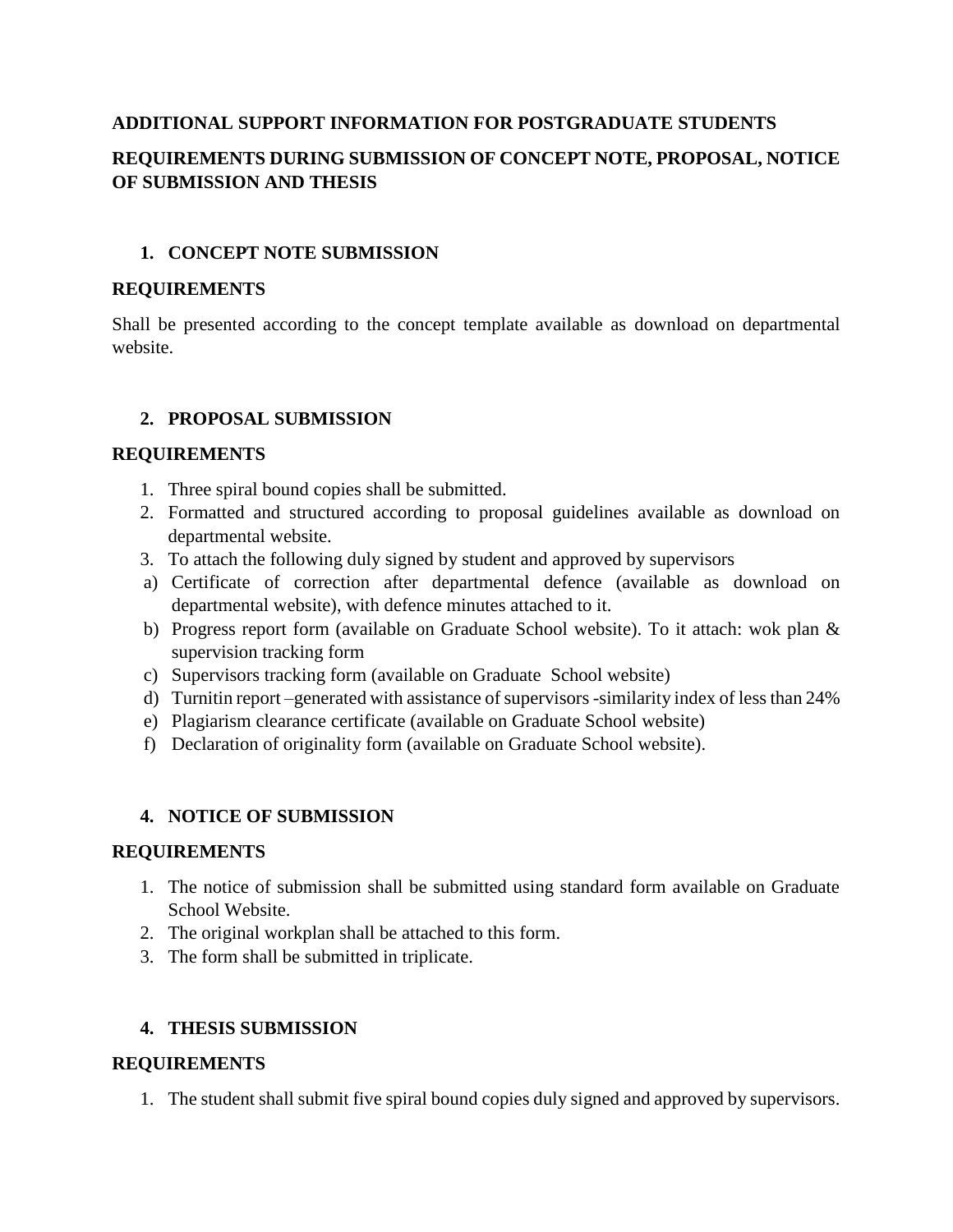**ADDITIONAL SUPPORT INFORMATION FOR POSTGRADUATE STUDENTS**

**REQUIREMENTS DURING SUBMISSION OF CONCEPT NOTE, PROPOSAL, NOTICE OF SUBMISSION AND THESIS**

## 1. CONCEPT NOTE SUBMISSION

**REQUIREMENTS**

Shall be presented according to the concept template available as download on departmental website.

## 2. PROPOSAL SUBMISSION

**REQUIREMENTS**

1. Three spiral bound copies shall be submitted.
2. Formatted and structured according to proposal guidelines available as download on departmental website.
3. To attach the following duly signed by student and approved by supervisors

a) Certificate of correction after departmental defence (available as download on departmental website), with defence minutes attached to it.
b) Progress report form (available on Graduate School website). To it attach: wok plan & supervision tracking form
c) Supervisors tracking form (available on Graduate School website)
d) Turnitin report –generated with assistance of supervisors -similarity index of less than 24%
e) Plagiarism clearance certificate (available on Graduate School website)
f) Declaration of originality form (available on Graduate School website).

## 4. NOTICE OF SUBMISSION

**REQUIREMENTS**

1. The notice of submission shall be submitted using standard form available on Graduate School Website.
2. The original workplan shall be attached to this form.
3. The form shall be submitted in triplicate.

## 4. THESIS SUBMISSION

**REQUIREMENTS**

1. The student shall submit five spiral bound copies duly signed and approved by supervisors.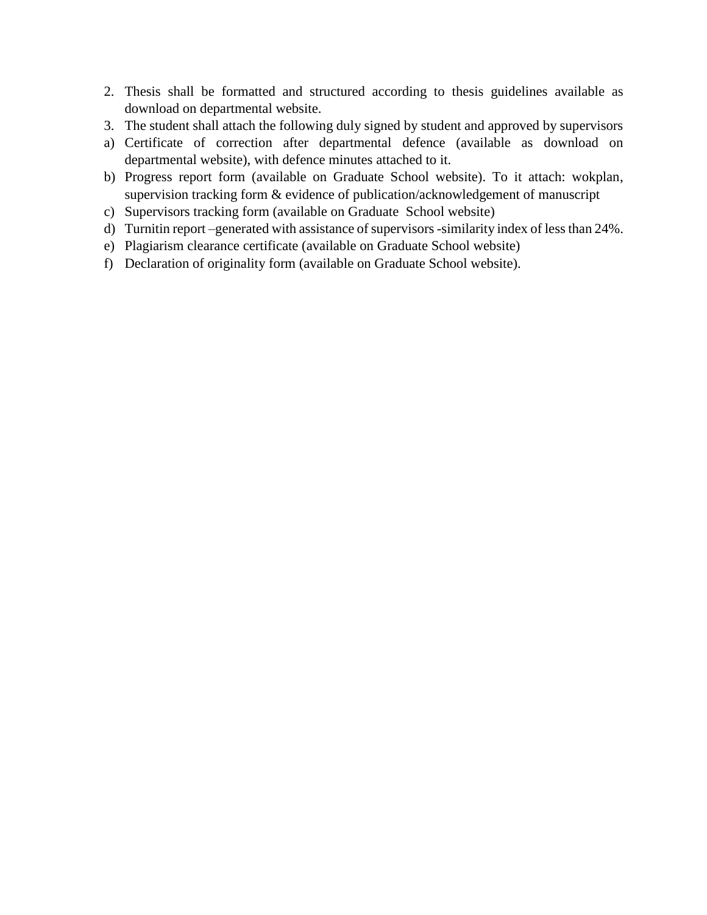2. Thesis shall be formatted and structured according to thesis guidelines available as download on departmental website.
3. The student shall attach the following duly signed by student and approved by supervisors

a) Certificate of correction after departmental defence (available as download on departmental website), with defence minutes attached to it.
b) Progress report form (available on Graduate School website). To it attach: wokplan, supervision tracking form & evidence of publication/acknowledgement of manuscript
c) Supervisors tracking form (available on Graduate School website)
d) Turnitin report –generated with assistance of supervisors -similarity index of less than 24%.
e) Plagiarism clearance certificate (available on Graduate School website)
f) Declaration of originality form (available on Graduate School website).